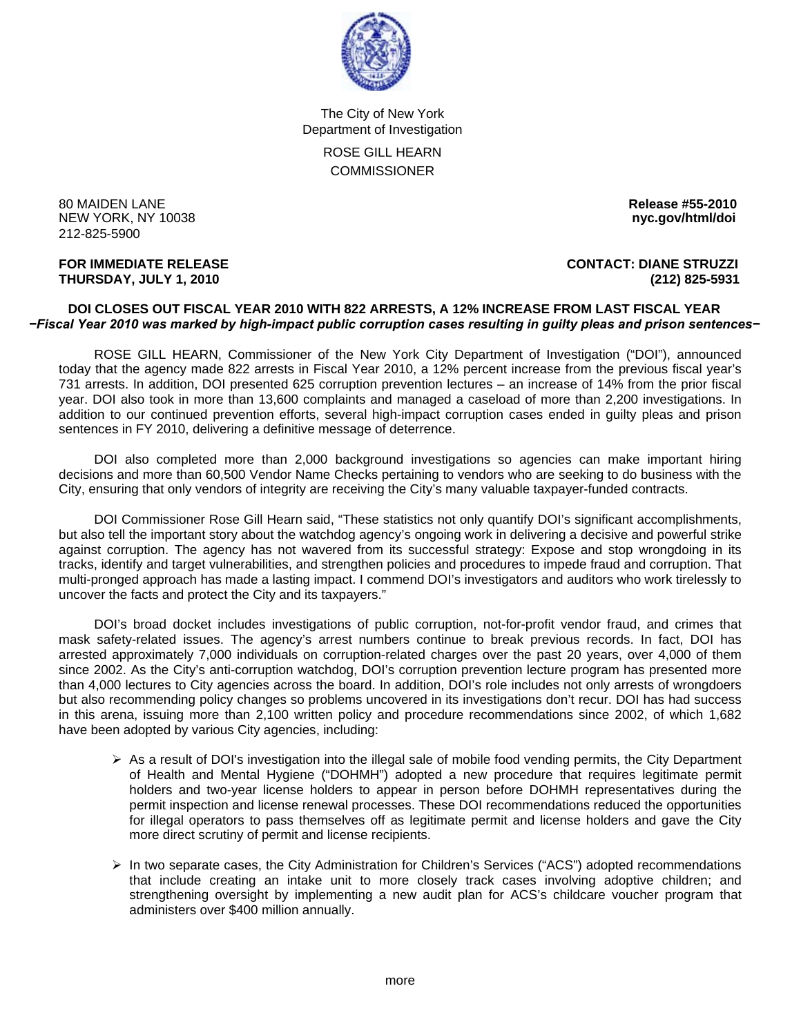The City of New York
Department of Investigation

ROSE GILL HEARN
COMMISSIONER

80 MAIDEN LANE
NEW YORK, NY 10038
212-825-5900

**Release #55-2010**
**nyc.gov/html/doi**

**FOR IMMEDIATE RELEASE**
**THURSDAY, JULY 1, 2010**

**CONTACT: DIANE STRUZZI**
**(212) 825-5931**

## DOI CLOSES OUT FISCAL YEAR 2010 WITH 822 ARRESTS, A 12% INCREASE FROM LAST FISCAL YEAR

***−Fiscal Year 2010 was marked by high-impact public corruption cases resulting in guilty pleas and prison sentences−***

ROSE GILL HEARN, Commissioner of the New York City Department of Investigation ("DOI"), announced today that the agency made 822 arrests in Fiscal Year 2010, a 12% percent increase from the previous fiscal year's 731 arrests. In addition, DOI presented 625 corruption prevention lectures – an increase of 14% from the prior fiscal year. DOI also took in more than 13,600 complaints and managed a caseload of more than 2,200 investigations. In addition to our continued prevention efforts, several high-impact corruption cases ended in guilty pleas and prison sentences in FY 2010, delivering a definitive message of deterrence.

DOI also completed more than 2,000 background investigations so agencies can make important hiring decisions and more than 60,500 Vendor Name Checks pertaining to vendors who are seeking to do business with the City, ensuring that only vendors of integrity are receiving the City's many valuable taxpayer-funded contracts.

DOI Commissioner Rose Gill Hearn said, "These statistics not only quantify DOI's significant accomplishments, but also tell the important story about the watchdog agency's ongoing work in delivering a decisive and powerful strike against corruption. The agency has not wavered from its successful strategy: Expose and stop wrongdoing in its tracks, identify and target vulnerabilities, and strengthen policies and procedures to impede fraud and corruption. That multi-pronged approach has made a lasting impact. I commend DOI's investigators and auditors who work tirelessly to uncover the facts and protect the City and its taxpayers."

DOI's broad docket includes investigations of public corruption, not-for-profit vendor fraud, and crimes that mask safety-related issues. The agency's arrest numbers continue to break previous records. In fact, DOI has arrested approximately 7,000 individuals on corruption-related charges over the past 20 years, over 4,000 of them since 2002. As the City's anti-corruption watchdog, DOI's corruption prevention lecture program has presented more than 4,000 lectures to City agencies across the board. In addition, DOI's role includes not only arrests of wrongdoers but also recommending policy changes so problems uncovered in its investigations don't recur. DOI has had success in this arena, issuing more than 2,100 written policy and procedure recommendations since 2002, of which 1,682 have been adopted by various City agencies, including:

- As a result of DOI's investigation into the illegal sale of mobile food vending permits, the City Department of Health and Mental Hygiene ("DOHMH") adopted a new procedure that requires legitimate permit holders and two-year license holders to appear in person before DOHMH representatives during the permit inspection and license renewal processes. These DOI recommendations reduced the opportunities for illegal operators to pass themselves off as legitimate permit and license holders and gave the City more direct scrutiny of permit and license recipients.

- In two separate cases, the City Administration for Children's Services ("ACS") adopted recommendations that include creating an intake unit to more closely track cases involving adoptive children; and strengthening oversight by implementing a new audit plan for ACS's childcare voucher program that administers over $400 million annually.

more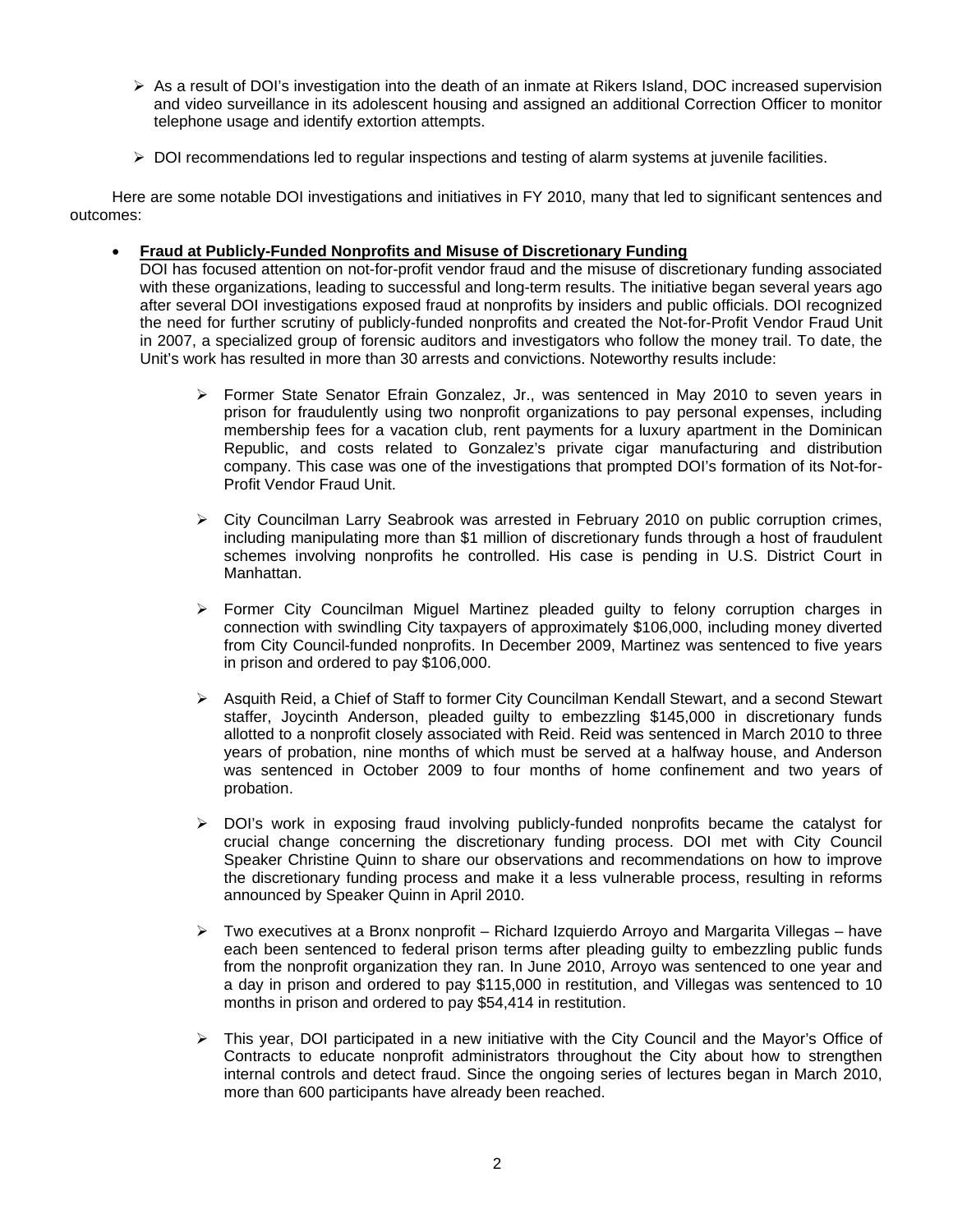- As a result of DOI's investigation into the death of an inmate at Rikers Island, DOC increased supervision and video surveillance in its adolescent housing and assigned an additional Correction Officer to monitor telephone usage and identify extortion attempts.
- DOI recommendations led to regular inspections and testing of alarm systems at juvenile facilities.

Here are some notable DOI investigations and initiatives in FY 2010, many that led to significant sentences and outcomes:

- **Fraud at Publicly-Funded Nonprofits and Misuse of Discretionary Funding**

  DOI has focused attention on not-for-profit vendor fraud and the misuse of discretionary funding associated with these organizations, leading to successful and long-term results. The initiative began several years ago after several DOI investigations exposed fraud at nonprofits by insiders and public officials. DOI recognized the need for further scrutiny of publicly-funded nonprofits and created the Not-for-Profit Vendor Fraud Unit in 2007, a specialized group of forensic auditors and investigators who follow the money trail. To date, the Unit's work has resulted in more than 30 arrests and convictions. Noteworthy results include:

  - Former State Senator Efrain Gonzalez, Jr., was sentenced in May 2010 to seven years in prison for fraudulently using two nonprofit organizations to pay personal expenses, including membership fees for a vacation club, rent payments for a luxury apartment in the Dominican Republic, and costs related to Gonzalez's private cigar manufacturing and distribution company. This case was one of the investigations that prompted DOI's formation of its Not-for-Profit Vendor Fraud Unit.
  - City Councilman Larry Seabrook was arrested in February 2010 on public corruption crimes, including manipulating more than $1 million of discretionary funds through a host of fraudulent schemes involving nonprofits he controlled. His case is pending in U.S. District Court in Manhattan.
  - Former City Councilman Miguel Martinez pleaded guilty to felony corruption charges in connection with swindling City taxpayers of approximately $106,000, including money diverted from City Council-funded nonprofits. In December 2009, Martinez was sentenced to five years in prison and ordered to pay $106,000.
  - Asquith Reid, a Chief of Staff to former City Councilman Kendall Stewart, and a second Stewart staffer, Joycinth Anderson, pleaded guilty to embezzling $145,000 in discretionary funds allotted to a nonprofit closely associated with Reid. Reid was sentenced in March 2010 to three years of probation, nine months of which must be served at a halfway house, and Anderson was sentenced in October 2009 to four months of home confinement and two years of probation.
  - DOI's work in exposing fraud involving publicly-funded nonprofits became the catalyst for crucial change concerning the discretionary funding process. DOI met with City Council Speaker Christine Quinn to share our observations and recommendations on how to improve the discretionary funding process and make it a less vulnerable process, resulting in reforms announced by Speaker Quinn in April 2010.
  - Two executives at a Bronx nonprofit – Richard Izquierdo Arroyo and Margarita Villegas – have each been sentenced to federal prison terms after pleading guilty to embezzling public funds from the nonprofit organization they ran. In June 2010, Arroyo was sentenced to one year and a day in prison and ordered to pay $115,000 in restitution, and Villegas was sentenced to 10 months in prison and ordered to pay $54,414 in restitution.
  - This year, DOI participated in a new initiative with the City Council and the Mayor's Office of Contracts to educate nonprofit administrators throughout the City about how to strengthen internal controls and detect fraud. Since the ongoing series of lectures began in March 2010, more than 600 participants have already been reached.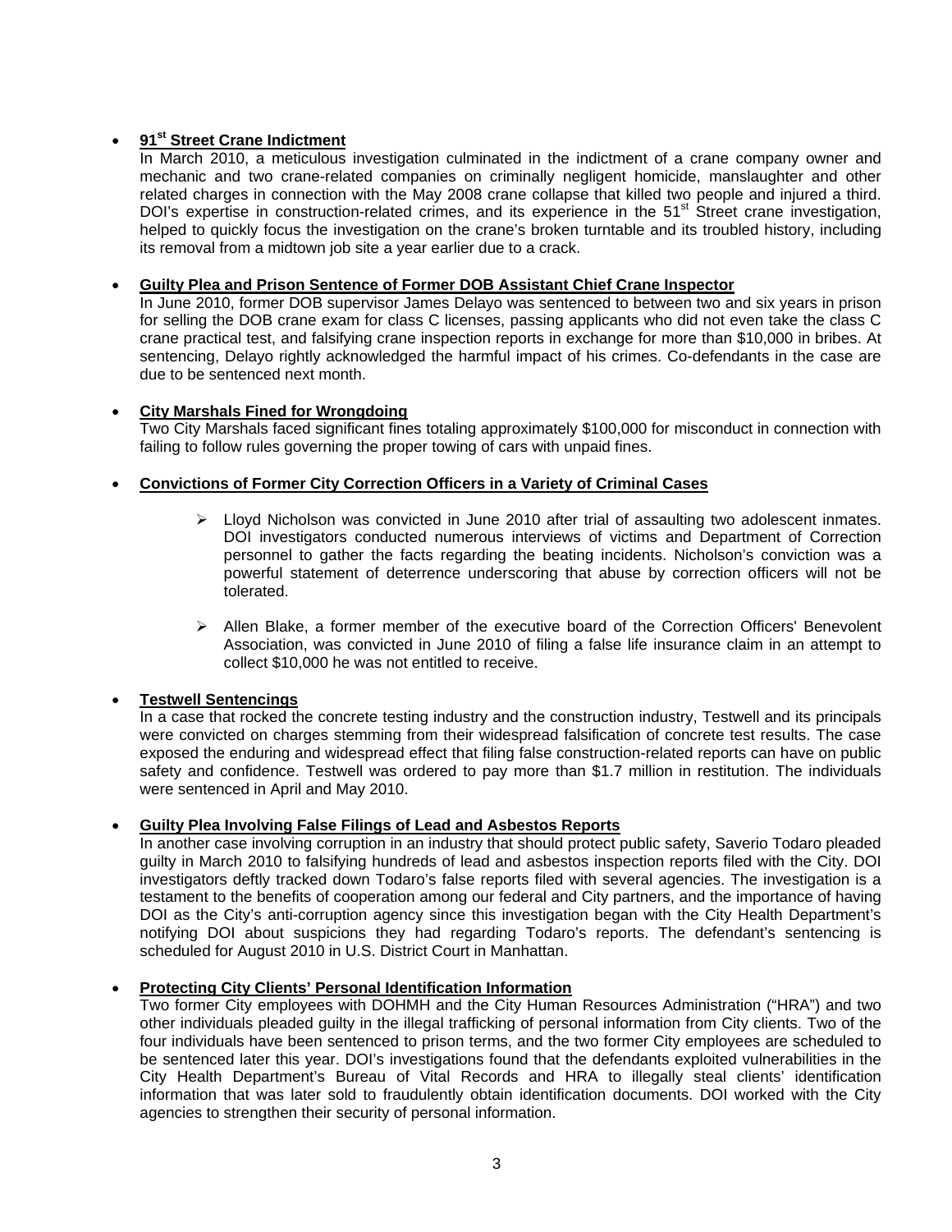- **91st Street Crane Indictment**

  In March 2010, a meticulous investigation culminated in the indictment of a crane company owner and mechanic and two crane-related companies on criminally negligent homicide, manslaughter and other related charges in connection with the May 2008 crane collapse that killed two people and injured a third. DOI's expertise in construction-related crimes, and its experience in the 51st Street crane investigation, helped to quickly focus the investigation on the crane's broken turntable and its troubled history, including its removal from a midtown job site a year earlier due to a crack.

- **Guilty Plea and Prison Sentence of Former DOB Assistant Chief Crane Inspector**

  In June 2010, former DOB supervisor James Delayo was sentenced to between two and six years in prison for selling the DOB crane exam for class C licenses, passing applicants who did not even take the class C crane practical test, and falsifying crane inspection reports in exchange for more than $10,000 in bribes. At sentencing, Delayo rightly acknowledged the harmful impact of his crimes. Co-defendants in the case are due to be sentenced next month.

- **City Marshals Fined for Wrongdoing**

  Two City Marshals faced significant fines totaling approximately $100,000 for misconduct in connection with failing to follow rules governing the proper towing of cars with unpaid fines.

- **Convictions of Former City Correction Officers in a Variety of Criminal Cases**

  - Lloyd Nicholson was convicted in June 2010 after trial of assaulting two adolescent inmates. DOI investigators conducted numerous interviews of victims and Department of Correction personnel to gather the facts regarding the beating incidents. Nicholson's conviction was a powerful statement of deterrence underscoring that abuse by correction officers will not be tolerated.

  - Allen Blake, a former member of the executive board of the Correction Officers' Benevolent Association, was convicted in June 2010 of filing a false life insurance claim in an attempt to collect $10,000 he was not entitled to receive.

- **Testwell Sentencings**

  In a case that rocked the concrete testing industry and the construction industry, Testwell and its principals were convicted on charges stemming from their widespread falsification of concrete test results. The case exposed the enduring and widespread effect that filing false construction-related reports can have on public safety and confidence. Testwell was ordered to pay more than $1.7 million in restitution. The individuals were sentenced in April and May 2010.

- **Guilty Plea Involving False Filings of Lead and Asbestos Reports**

  In another case involving corruption in an industry that should protect public safety, Saverio Todaro pleaded guilty in March 2010 to falsifying hundreds of lead and asbestos inspection reports filed with the City. DOI investigators deftly tracked down Todaro's false reports filed with several agencies. The investigation is a testament to the benefits of cooperation among our federal and City partners, and the importance of having DOI as the City's anti-corruption agency since this investigation began with the City Health Department's notifying DOI about suspicions they had regarding Todaro's reports. The defendant's sentencing is scheduled for August 2010 in U.S. District Court in Manhattan.

- **Protecting City Clients' Personal Identification Information**

  Two former City employees with DOHMH and the City Human Resources Administration ("HRA") and two other individuals pleaded guilty in the illegal trafficking of personal information from City clients. Two of the four individuals have been sentenced to prison terms, and the two former City employees are scheduled to be sentenced later this year. DOI's investigations found that the defendants exploited vulnerabilities in the City Health Department's Bureau of Vital Records and HRA to illegally steal clients' identification information that was later sold to fraudulently obtain identification documents. DOI worked with the City agencies to strengthen their security of personal information.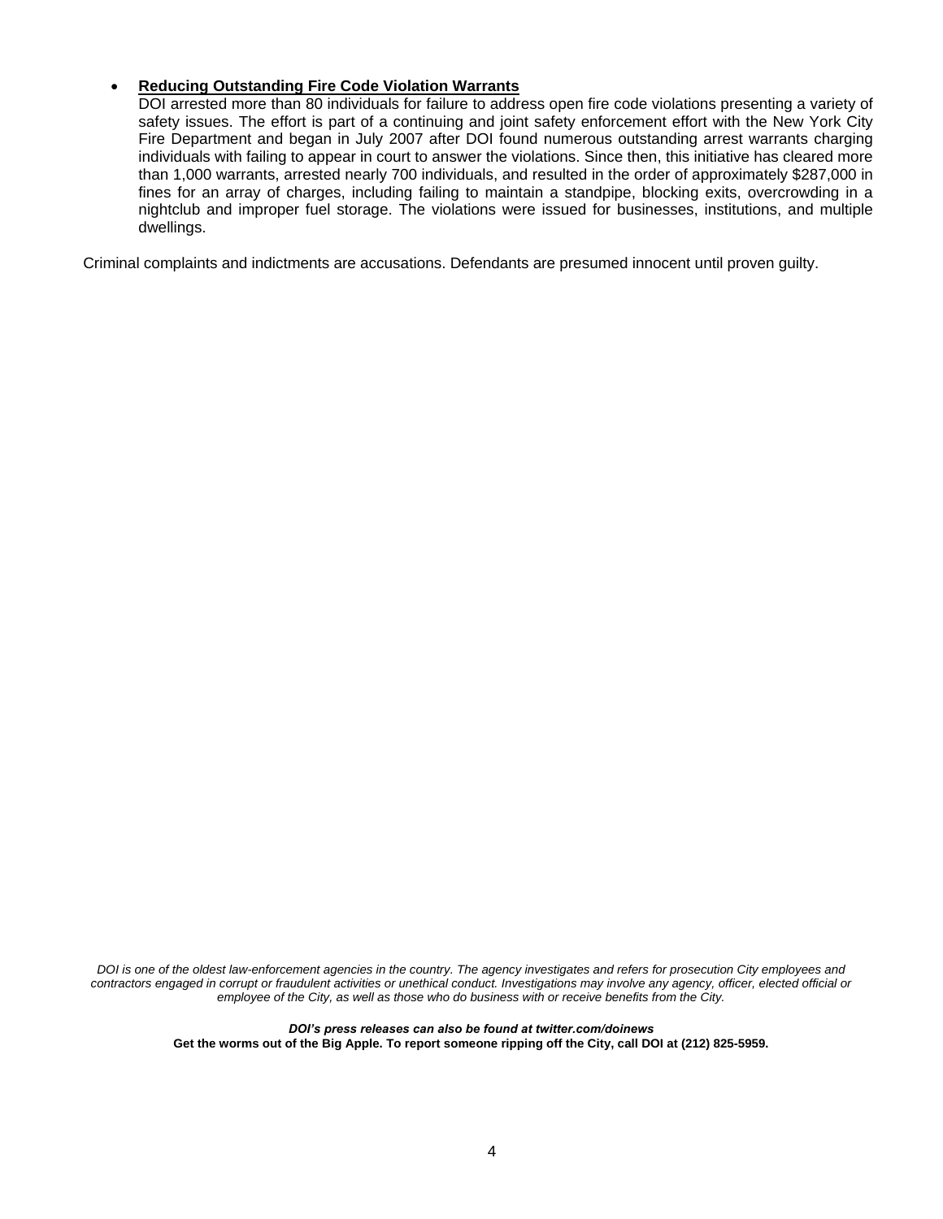- **Reducing Outstanding Fire Code Violation Warrants**
  DOI arrested more than 80 individuals for failure to address open fire code violations presenting a variety of safety issues. The effort is part of a continuing and joint safety enforcement effort with the New York City Fire Department and began in July 2007 after DOI found numerous outstanding arrest warrants charging individuals with failing to appear in court to answer the violations. Since then, this initiative has cleared more than 1,000 warrants, arrested nearly 700 individuals, and resulted in the order of approximately $287,000 in fines for an array of charges, including failing to maintain a standpipe, blocking exits, overcrowding in a nightclub and improper fuel storage. The violations were issued for businesses, institutions, and multiple dwellings.

Criminal complaints and indictments are accusations. Defendants are presumed innocent until proven guilty.

*DOI is one of the oldest law-enforcement agencies in the country. The agency investigates and refers for prosecution City employees and contractors engaged in corrupt or fraudulent activities or unethical conduct. Investigations may involve any agency, officer, elected official or employee of the City, as well as those who do business with or receive benefits from the City.*

***DOI's press releases can also be found at twitter.com/doinews***
**Get the worms out of the Big Apple. To report someone ripping off the City, call DOI at (212) 825-5959.**